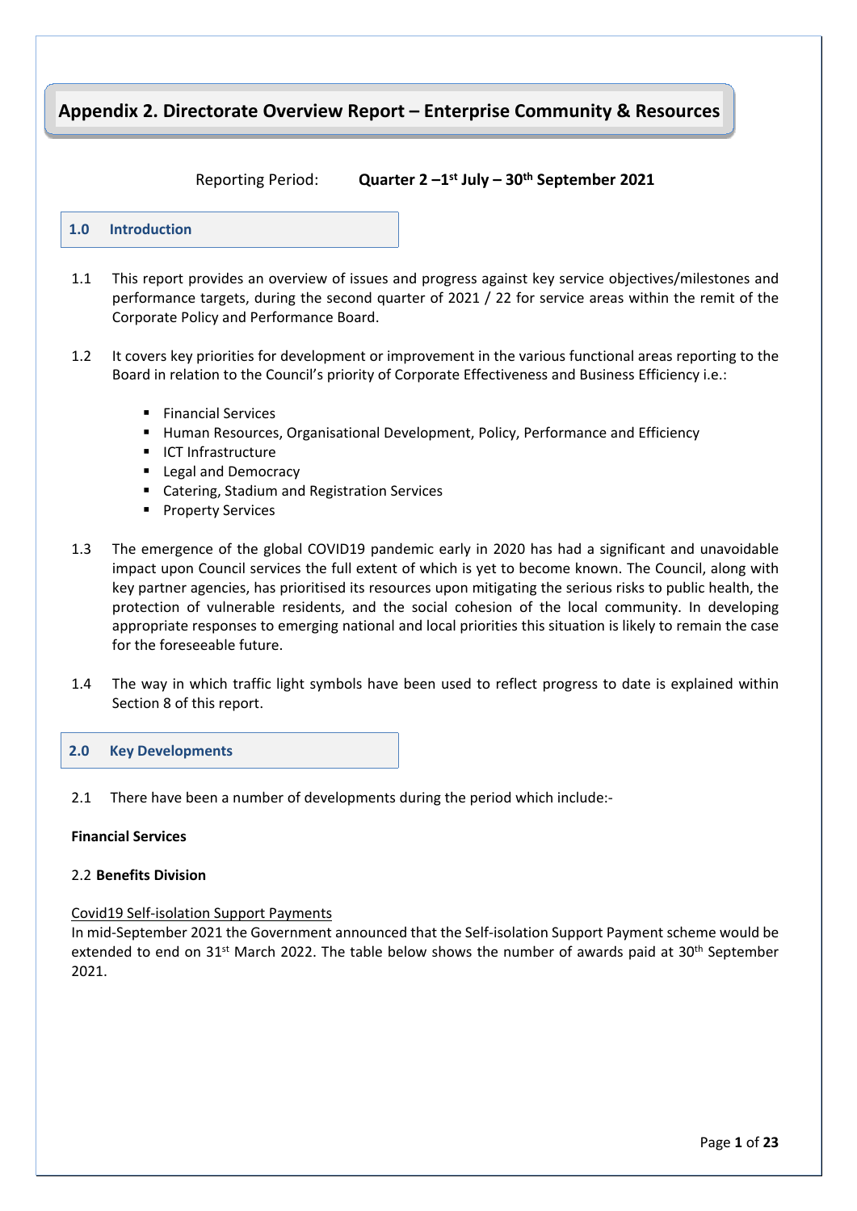# Appendix 2. Directorate Overview Report – Enterprise Community & Resources

Reporting Period: **Quarter 2 –1st July – 30th September 2021**

## 1.0 Introduction

1.1 This report provides an overview of issues and progress against key service objectives/milestones and performance targets, during the second quarter of 2021 / 22 for service areas within the remit of the Corporate Policy and Performance Board.

1.2 It covers key priorities for development or improvement in the various functional areas reporting to the Board in relation to the Council's priority of Corporate Effectiveness and Business Efficiency i.e.:

- Financial Services
- Human Resources, Organisational Development, Policy, Performance and Efficiency
- ICT Infrastructure
- Legal and Democracy
- Catering, Stadium and Registration Services
- Property Services

1.3 The emergence of the global COVID19 pandemic early in 2020 has had a significant and unavoidable impact upon Council services the full extent of which is yet to become known. The Council, along with key partner agencies, has prioritised its resources upon mitigating the serious risks to public health, the protection of vulnerable residents, and the social cohesion of the local community. In developing appropriate responses to emerging national and local priorities this situation is likely to remain the case for the foreseeable future.

1.4 The way in which traffic light symbols have been used to reflect progress to date is explained within Section 8 of this report.

## 2.0 Key Developments

2.1 There have been a number of developments during the period which include:-

**Financial Services**

2.2 **Benefits Division**

<u>Covid19 Self-isolation Support Payments</u>

In mid-September 2021 the Government announced that the Self-isolation Support Payment scheme would be extended to end on 31st March 2022. The table below shows the number of awards paid at 30th September 2021.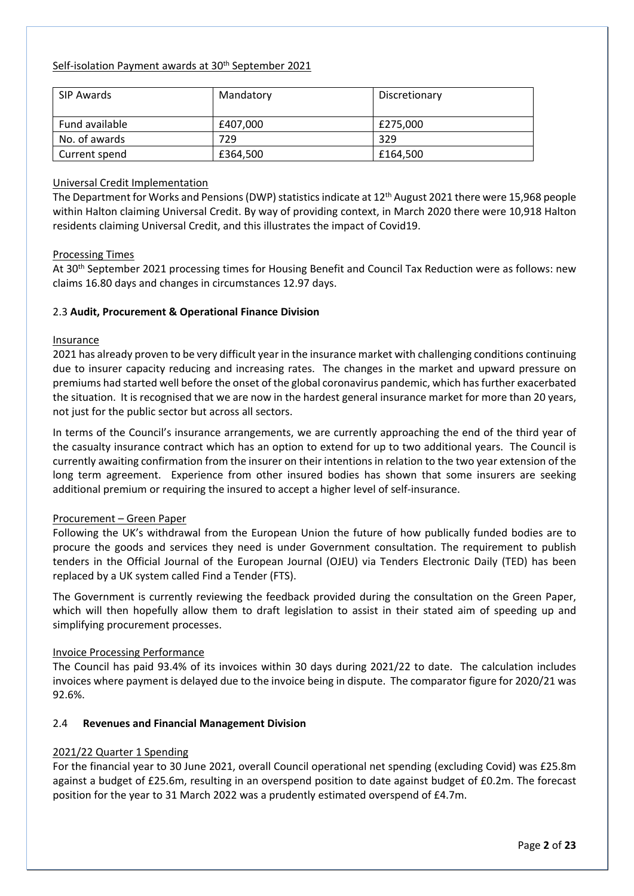Self-isolation Payment awards at 30th September 2021

| SIP Awards | Mandatory | Discretionary |
|---|---|---|
| Fund available | £407,000 | £275,000 |
| No. of awards | 729 | 329 |
| Current spend | £364,500 | £164,500 |

Universal Credit Implementation

The Department for Works and Pensions (DWP) statistics indicate at 12th August 2021 there were 15,968 people within Halton claiming Universal Credit. By way of providing context, in March 2020 there were 10,918 Halton residents claiming Universal Credit, and this illustrates the impact of Covid19.

Processing Times

At 30th September 2021 processing times for Housing Benefit and Council Tax Reduction were as follows: new claims 16.80 days and changes in circumstances 12.97 days.

### 2.3 **Audit, Procurement & Operational Finance Division**

Insurance

2021 has already proven to be very difficult year in the insurance market with challenging conditions continuing due to insurer capacity reducing and increasing rates. The changes in the market and upward pressure on premiums had started well before the onset of the global coronavirus pandemic, which has further exacerbated the situation. It is recognised that we are now in the hardest general insurance market for more than 20 years, not just for the public sector but across all sectors.

In terms of the Council's insurance arrangements, we are currently approaching the end of the third year of the casualty insurance contract which has an option to extend for up to two additional years. The Council is currently awaiting confirmation from the insurer on their intentions in relation to the two year extension of the long term agreement. Experience from other insured bodies has shown that some insurers are seeking additional premium or requiring the insured to accept a higher level of self-insurance.

Procurement – Green Paper

Following the UK's withdrawal from the European Union the future of how publically funded bodies are to procure the goods and services they need is under Government consultation. The requirement to publish tenders in the Official Journal of the European Journal (OJEU) via Tenders Electronic Daily (TED) has been replaced by a UK system called Find a Tender (FTS).

The Government is currently reviewing the feedback provided during the consultation on the Green Paper, which will then hopefully allow them to draft legislation to assist in their stated aim of speeding up and simplifying procurement processes.

Invoice Processing Performance

The Council has paid 93.4% of its invoices within 30 days during 2021/22 to date. The calculation includes invoices where payment is delayed due to the invoice being in dispute. The comparator figure for 2020/21 was 92.6%.

### 2.4 **Revenues and Financial Management Division**

2021/22 Quarter 1 Spending

For the financial year to 30 June 2021, overall Council operational net spending (excluding Covid) was £25.8m against a budget of £25.6m, resulting in an overspend position to date against budget of £0.2m. The forecast position for the year to 31 March 2022 was a prudently estimated overspend of £4.7m.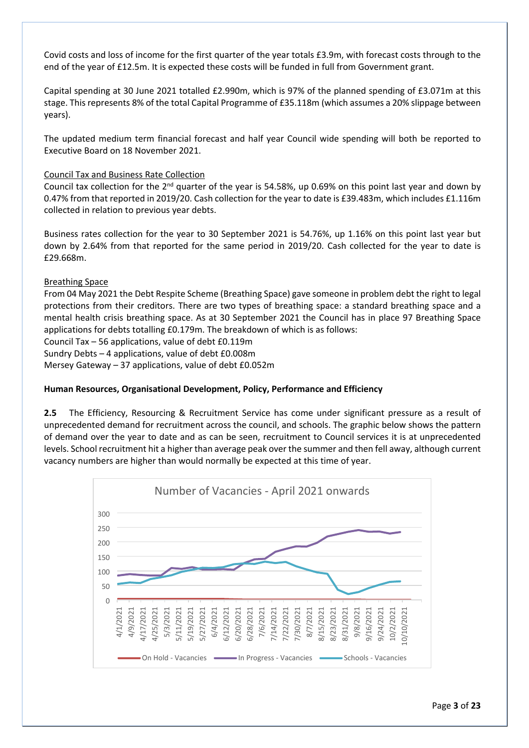Covid costs and loss of income for the first quarter of the year totals £3.9m, with forecast costs through to the end of the year of £12.5m. It is expected these costs will be funded in full from Government grant.

Capital spending at 30 June 2021 totalled £2.990m, which is 97% of the planned spending of £3.071m at this stage. This represents 8% of the total Capital Programme of £35.118m (which assumes a 20% slippage between years).

The updated medium term financial forecast and half year Council wide spending will both be reported to Executive Board on 18 November 2021.

Council Tax and Business Rate Collection

Council tax collection for the 2nd quarter of the year is 54.58%, up 0.69% on this point last year and down by 0.47% from that reported in 2019/20. Cash collection for the year to date is £39.483m, which includes £1.116m collected in relation to previous year debts.

Business rates collection for the year to 30 September 2021 is 54.76%, up 1.16% on this point last year but down by 2.64% from that reported for the same period in 2019/20. Cash collected for the year to date is £29.668m.

Breathing Space

From 04 May 2021 the Debt Respite Scheme (Breathing Space) gave someone in problem debt the right to legal protections from their creditors. There are two types of breathing space: a standard breathing space and a mental health crisis breathing space. As at 30 September 2021 the Council has in place 97 Breathing Space applications for debts totalling £0.179m. The breakdown of which is as follows:

Council Tax – 56 applications, value of debt £0.119m
Sundry Debts – 4 applications, value of debt £0.008m
Mersey Gateway – 37 applications, value of debt £0.052m

**Human Resources, Organisational Development, Policy, Performance and Efficiency**

**2.5** The Efficiency, Resourcing & Recruitment Service has come under significant pressure as a result of unprecedented demand for recruitment across the council, and schools. The graphic below shows the pattern of demand over the year to date and as can be seen, recruitment to Council services it is at unprecedented levels. School recruitment hit a higher than average peak over the summer and then fell away, although current vacancy numbers are higher than would normally be expected at this time of year.

Number of Vacancies - April 2021 onwards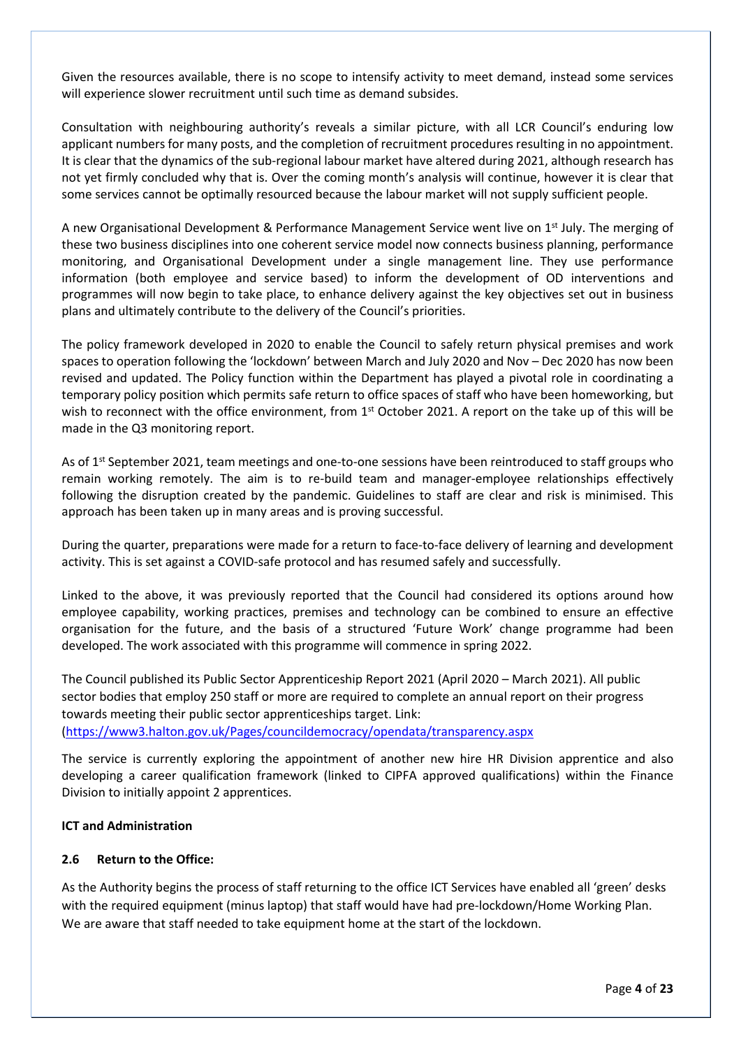Given the resources available, there is no scope to intensify activity to meet demand, instead some services will experience slower recruitment until such time as demand subsides.

Consultation with neighbouring authority's reveals a similar picture, with all LCR Council's enduring low applicant numbers for many posts, and the completion of recruitment procedures resulting in no appointment. It is clear that the dynamics of the sub-regional labour market have altered during 2021, although research has not yet firmly concluded why that is. Over the coming month's analysis will continue, however it is clear that some services cannot be optimally resourced because the labour market will not supply sufficient people.

A new Organisational Development & Performance Management Service went live on 1st July. The merging of these two business disciplines into one coherent service model now connects business planning, performance monitoring, and Organisational Development under a single management line. They use performance information (both employee and service based) to inform the development of OD interventions and programmes will now begin to take place, to enhance delivery against the key objectives set out in business plans and ultimately contribute to the delivery of the Council's priorities.

The policy framework developed in 2020 to enable the Council to safely return physical premises and work spaces to operation following the 'lockdown' between March and July 2020 and Nov – Dec 2020 has now been revised and updated. The Policy function within the Department has played a pivotal role in coordinating a temporary policy position which permits safe return to office spaces of staff who have been homeworking, but wish to reconnect with the office environment, from 1st October 2021. A report on the take up of this will be made in the Q3 monitoring report.

As of 1st September 2021, team meetings and one-to-one sessions have been reintroduced to staff groups who remain working remotely. The aim is to re-build team and manager-employee relationships effectively following the disruption created by the pandemic. Guidelines to staff are clear and risk is minimised. This approach has been taken up in many areas and is proving successful.

During the quarter, preparations were made for a return to face-to-face delivery of learning and development activity. This is set against a COVID-safe protocol and has resumed safely and successfully.

Linked to the above, it was previously reported that the Council had considered its options around how employee capability, working practices, premises and technology can be combined to ensure an effective organisation for the future, and the basis of a structured 'Future Work' change programme had been developed. The work associated with this programme will commence in spring 2022.

The Council published its Public Sector Apprenticeship Report 2021 (April 2020 – March 2021). All public sector bodies that employ 250 staff or more are required to complete an annual report on their progress towards meeting their public sector apprenticeships target. Link: (https://www3.halton.gov.uk/Pages/councildemocracy/opendata/transparency.aspx

The service is currently exploring the appointment of another new hire HR Division apprentice and also developing a career qualification framework (linked to CIPFA approved qualifications) within the Finance Division to initially appoint 2 apprentices.

**ICT and Administration**

**2.6 Return to the Office:**

As the Authority begins the process of staff returning to the office ICT Services have enabled all 'green' desks with the required equipment (minus laptop) that staff would have had pre-lockdown/Home Working Plan. We are aware that staff needed to take equipment home at the start of the lockdown.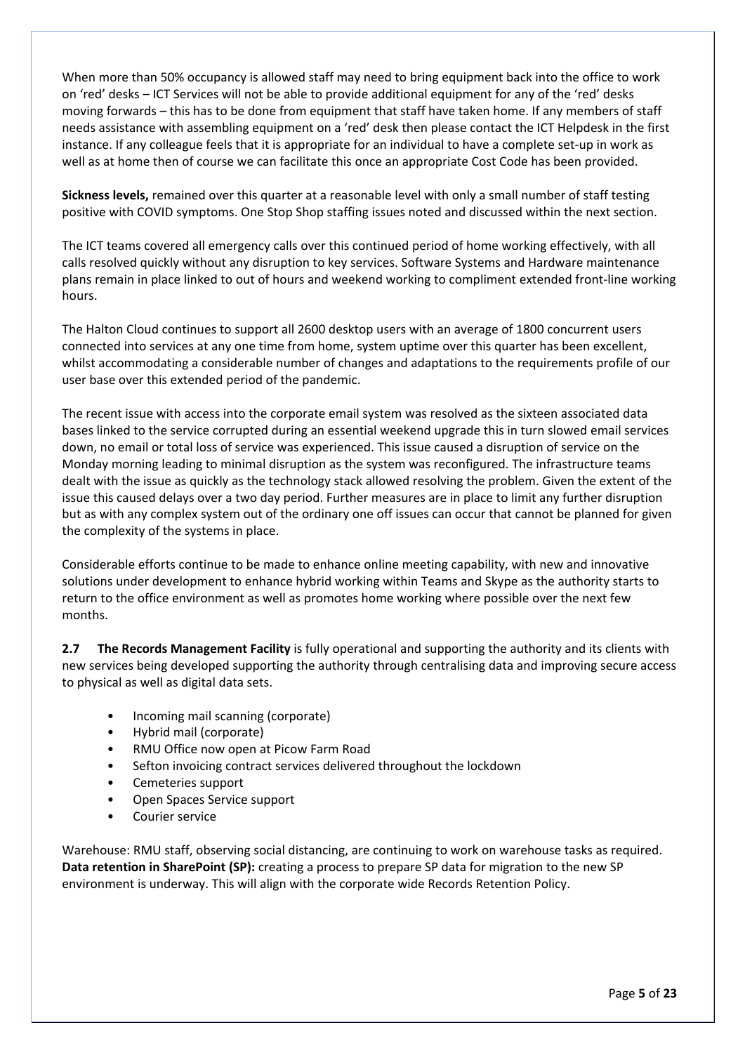When more than 50% occupancy is allowed staff may need to bring equipment back into the office to work on 'red' desks – ICT Services will not be able to provide additional equipment for any of the 'red' desks moving forwards – this has to be done from equipment that staff have taken home. If any members of staff needs assistance with assembling equipment on a 'red' desk then please contact the ICT Helpdesk in the first instance. If any colleague feels that it is appropriate for an individual to have a complete set-up in work as well as at home then of course we can facilitate this once an appropriate Cost Code has been provided.

**Sickness levels,** remained over this quarter at a reasonable level with only a small number of staff testing positive with COVID symptoms. One Stop Shop staffing issues noted and discussed within the next section.

The ICT teams covered all emergency calls over this continued period of home working effectively, with all calls resolved quickly without any disruption to key services. Software Systems and Hardware maintenance plans remain in place linked to out of hours and weekend working to compliment extended front-line working hours.

The Halton Cloud continues to support all 2600 desktop users with an average of 1800 concurrent users connected into services at any one time from home, system uptime over this quarter has been excellent, whilst accommodating a considerable number of changes and adaptations to the requirements profile of our user base over this extended period of the pandemic.

The recent issue with access into the corporate email system was resolved as the sixteen associated data bases linked to the service corrupted during an essential weekend upgrade this in turn slowed email services down, no email or total loss of service was experienced. This issue caused a disruption of service on the Monday morning leading to minimal disruption as the system was reconfigured. The infrastructure teams dealt with the issue as quickly as the technology stack allowed resolving the problem. Given the extent of the issue this caused delays over a two day period. Further measures are in place to limit any further disruption but as with any complex system out of the ordinary one off issues can occur that cannot be planned for given the complexity of the systems in place.

Considerable efforts continue to be made to enhance online meeting capability, with new and innovative solutions under development to enhance hybrid working within Teams and Skype as the authority starts to return to the office environment as well as promotes home working where possible over the next few months.

**2.7 The Records Management Facility** is fully operational and supporting the authority and its clients with new services being developed supporting the authority through centralising data and improving secure access to physical as well as digital data sets.

- Incoming mail scanning (corporate)
- Hybrid mail (corporate)
- RMU Office now open at Picow Farm Road
- Sefton invoicing contract services delivered throughout the lockdown
- Cemeteries support
- Open Spaces Service support
- Courier service

Warehouse: RMU staff, observing social distancing, are continuing to work on warehouse tasks as required.
**Data retention in SharePoint (SP):** creating a process to prepare SP data for migration to the new SP environment is underway. This will align with the corporate wide Records Retention Policy.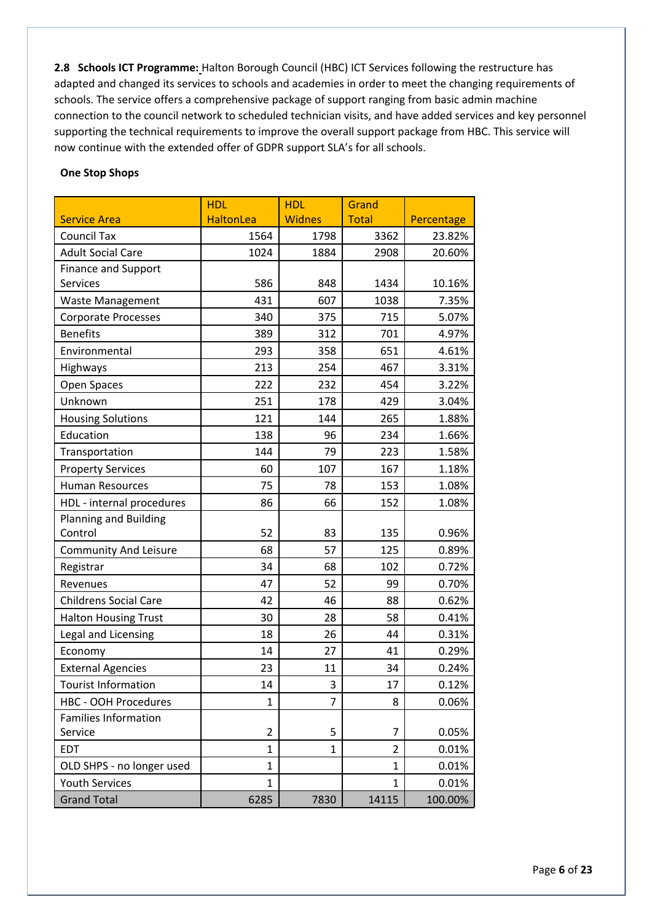**2.8 Schools ICT Programme:** Halton Borough Council (HBC) ICT Services following the restructure has adapted and changed its services to schools and academies in order to meet the changing requirements of schools. The service offers a comprehensive package of support ranging from basic admin machine connection to the council network to scheduled technician visits, and have added services and key personnel supporting the technical requirements to improve the overall support package from HBC. This service will now continue with the extended offer of GDPR support SLA's for all schools.

**One Stop Shops**

| Service Area | HDL HaltonLea | HDL Widnes | Grand Total | Percentage |
|---|---|---|---|---|
| Council Tax | 1564 | 1798 | 3362 | 23.82% |
| Adult Social Care | 1024 | 1884 | 2908 | 20.60% |
| Finance and Support Services | 586 | 848 | 1434 | 10.16% |
| Waste Management | 431 | 607 | 1038 | 7.35% |
| Corporate Processes | 340 | 375 | 715 | 5.07% |
| Benefits | 389 | 312 | 701 | 4.97% |
| Environmental | 293 | 358 | 651 | 4.61% |
| Highways | 213 | 254 | 467 | 3.31% |
| Open Spaces | 222 | 232 | 454 | 3.22% |
| Unknown | 251 | 178 | 429 | 3.04% |
| Housing Solutions | 121 | 144 | 265 | 1.88% |
| Education | 138 | 96 | 234 | 1.66% |
| Transportation | 144 | 79 | 223 | 1.58% |
| Property Services | 60 | 107 | 167 | 1.18% |
| Human Resources | 75 | 78 | 153 | 1.08% |
| HDL - internal procedures | 86 | 66 | 152 | 1.08% |
| Planning and Building Control | 52 | 83 | 135 | 0.96% |
| Community And Leisure | 68 | 57 | 125 | 0.89% |
| Registrar | 34 | 68 | 102 | 0.72% |
| Revenues | 47 | 52 | 99 | 0.70% |
| Childrens Social Care | 42 | 46 | 88 | 0.62% |
| Halton Housing Trust | 30 | 28 | 58 | 0.41% |
| Legal and Licensing | 18 | 26 | 44 | 0.31% |
| Economy | 14 | 27 | 41 | 0.29% |
| External Agencies | 23 | 11 | 34 | 0.24% |
| Tourist Information | 14 | 3 | 17 | 0.12% |
| HBC - OOH Procedures | 1 | 7 | 8 | 0.06% |
| Families Information Service | 2 | 5 | 7 | 0.05% |
| EDT | 1 | 1 | 2 | 0.01% |
| OLD SHPS - no longer used | 1 | | 1 | 0.01% |
| Youth Services | 1 | | 1 | 0.01% |
| Grand Total | 6285 | 7830 | 14115 | 100.00% |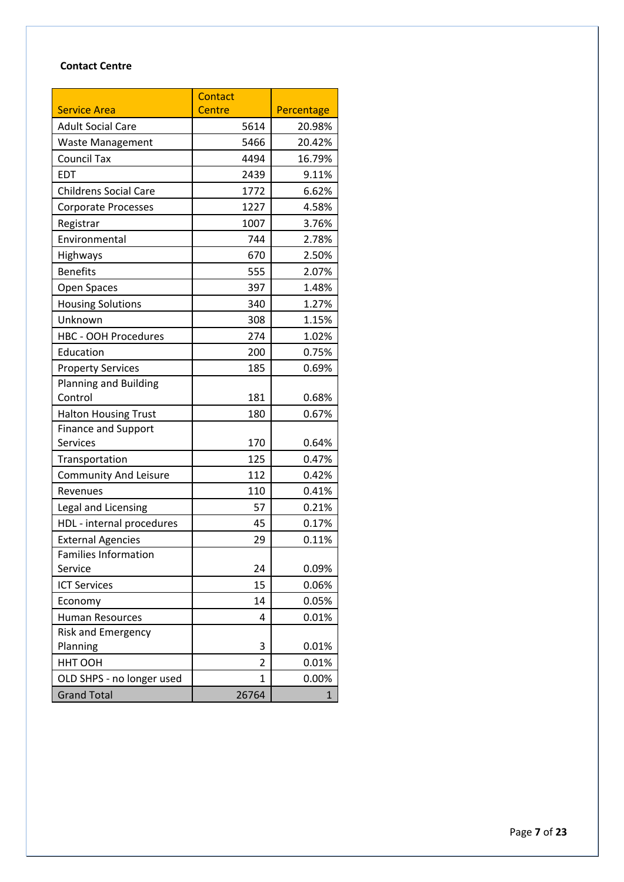**Contact Centre**

| Service Area | Contact Centre | Percentage |
|---|---|---|
| Adult Social Care | 5614 | 20.98% |
| Waste Management | 5466 | 20.42% |
| Council Tax | 4494 | 16.79% |
| EDT | 2439 | 9.11% |
| Childrens Social Care | 1772 | 6.62% |
| Corporate Processes | 1227 | 4.58% |
| Registrar | 1007 | 3.76% |
| Environmental | 744 | 2.78% |
| Highways | 670 | 2.50% |
| Benefits | 555 | 2.07% |
| Open Spaces | 397 | 1.48% |
| Housing Solutions | 340 | 1.27% |
| Unknown | 308 | 1.15% |
| HBC - OOH Procedures | 274 | 1.02% |
| Education | 200 | 0.75% |
| Property Services | 185 | 0.69% |
| Planning and Building Control | 181 | 0.68% |
| Halton Housing Trust | 180 | 0.67% |
| Finance and Support Services | 170 | 0.64% |
| Transportation | 125 | 0.47% |
| Community And Leisure | 112 | 0.42% |
| Revenues | 110 | 0.41% |
| Legal and Licensing | 57 | 0.21% |
| HDL - internal procedures | 45 | 0.17% |
| External Agencies | 29 | 0.11% |
| Families Information Service | 24 | 0.09% |
| ICT Services | 15 | 0.06% |
| Economy | 14 | 0.05% |
| Human Resources | 4 | 0.01% |
| Risk and Emergency Planning | 3 | 0.01% |
| HHT OOH | 2 | 0.01% |
| OLD SHPS - no longer used | 1 | 0.00% |
| Grand Total | 26764 | 1 |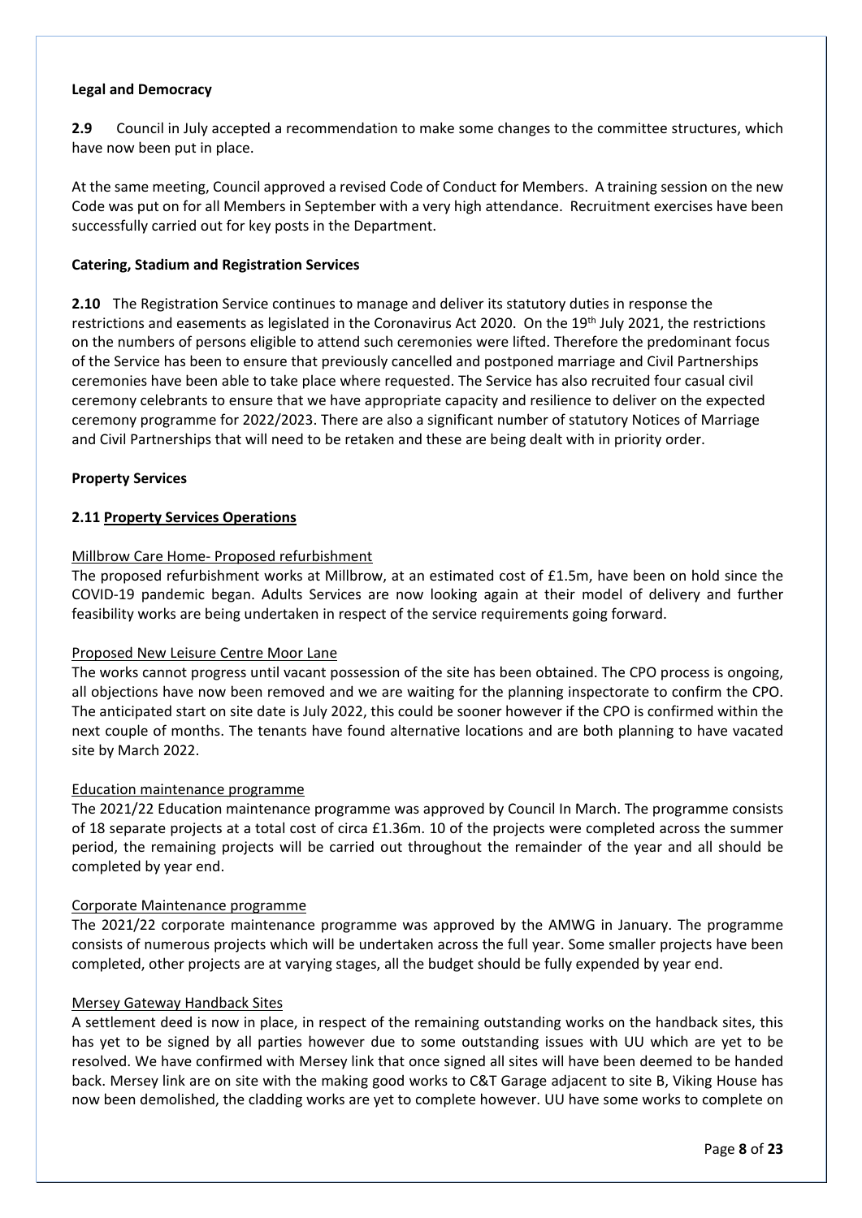**Legal and Democracy**

**2.9** Council in July accepted a recommendation to make some changes to the committee structures, which have now been put in place.

At the same meeting, Council approved a revised Code of Conduct for Members. A training session on the new Code was put on for all Members in September with a very high attendance. Recruitment exercises have been successfully carried out for key posts in the Department.

**Catering, Stadium and Registration Services**

**2.10** The Registration Service continues to manage and deliver its statutory duties in response the restrictions and easements as legislated in the Coronavirus Act 2020. On the 19th July 2021, the restrictions on the numbers of persons eligible to attend such ceremonies were lifted. Therefore the predominant focus of the Service has been to ensure that previously cancelled and postponed marriage and Civil Partnerships ceremonies have been able to take place where requested. The Service has also recruited four casual civil ceremony celebrants to ensure that we have appropriate capacity and resilience to deliver on the expected ceremony programme for 2022/2023. There are also a significant number of statutory Notices of Marriage and Civil Partnerships that will need to be retaken and these are being dealt with in priority order.

**Property Services**

**2.11 Property Services Operations**

Millbrow Care Home- Proposed refurbishment

The proposed refurbishment works at Millbrow, at an estimated cost of £1.5m, have been on hold since the COVID-19 pandemic began. Adults Services are now looking again at their model of delivery and further feasibility works are being undertaken in respect of the service requirements going forward.

Proposed New Leisure Centre Moor Lane

The works cannot progress until vacant possession of the site has been obtained. The CPO process is ongoing, all objections have now been removed and we are waiting for the planning inspectorate to confirm the CPO. The anticipated start on site date is July 2022, this could be sooner however if the CPO is confirmed within the next couple of months. The tenants have found alternative locations and are both planning to have vacated site by March 2022.

Education maintenance programme

The 2021/22 Education maintenance programme was approved by Council In March. The programme consists of 18 separate projects at a total cost of circa £1.36m. 10 of the projects were completed across the summer period, the remaining projects will be carried out throughout the remainder of the year and all should be completed by year end.

Corporate Maintenance programme

The 2021/22 corporate maintenance programme was approved by the AMWG in January. The programme consists of numerous projects which will be undertaken across the full year. Some smaller projects have been completed, other projects are at varying stages, all the budget should be fully expended by year end.

Mersey Gateway Handback Sites

A settlement deed is now in place, in respect of the remaining outstanding works on the handback sites, this has yet to be signed by all parties however due to some outstanding issues with UU which are yet to be resolved. We have confirmed with Mersey link that once signed all sites will have been deemed to be handed back. Mersey link are on site with the making good works to C&T Garage adjacent to site B, Viking House has now been demolished, the cladding works are yet to complete however. UU have some works to complete on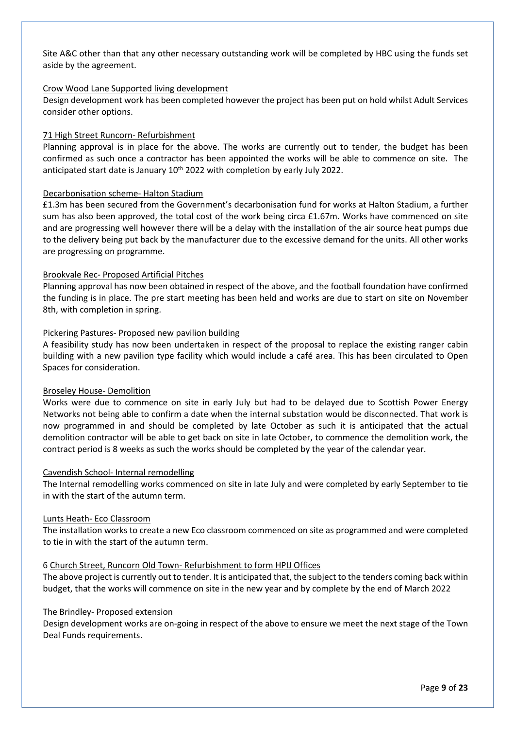Site A&C other than that any other necessary outstanding work will be completed by HBC using the funds set aside by the agreement.

<u>Crow Wood Lane Supported living development</u>

Design development work has been completed however the project has been put on hold whilst Adult Services consider other options.

<u>71 High Street Runcorn- Refurbishment</u>

Planning approval is in place for the above. The works are currently out to tender, the budget has been confirmed as such once a contractor has been appointed the works will be able to commence on site. The anticipated start date is January 10th 2022 with completion by early July 2022.

<u>Decarbonisation scheme- Halton Stadium</u>

£1.3m has been secured from the Government's decarbonisation fund for works at Halton Stadium, a further sum has also been approved, the total cost of the work being circa £1.67m. Works have commenced on site and are progressing well however there will be a delay with the installation of the air source heat pumps due to the delivery being put back by the manufacturer due to the excessive demand for the units. All other works are progressing on programme.

<u>Brookvale Rec- Proposed Artificial Pitches</u>

Planning approval has now been obtained in respect of the above, and the football foundation have confirmed the funding is in place. The pre start meeting has been held and works are due to start on site on November 8th, with completion in spring.

<u>Pickering Pastures- Proposed new pavilion building</u>

A feasibility study has now been undertaken in respect of the proposal to replace the existing ranger cabin building with a new pavilion type facility which would include a café area. This has been circulated to Open Spaces for consideration.

<u>Broseley House- Demolition</u>

Works were due to commence on site in early July but had to be delayed due to Scottish Power Energy Networks not being able to confirm a date when the internal substation would be disconnected. That work is now programmed in and should be completed by late October as such it is anticipated that the actual demolition contractor will be able to get back on site in late October, to commence the demolition work, the contract period is 8 weeks as such the works should be completed by the year of the calendar year.

<u>Cavendish School- Internal remodelling</u>

The Internal remodelling works commenced on site in late July and were completed by early September to tie in with the start of the autumn term.

<u>Lunts Heath- Eco Classroom</u>

The installation works to create a new Eco classroom commenced on site as programmed and were completed to tie in with the start of the autumn term.

6 <u>Church Street, Runcorn Old Town- Refurbishment to form HPIJ Offices</u>

The above project is currently out to tender. It is anticipated that, the subject to the tenders coming back within budget, that the works will commence on site in the new year and by complete by the end of March 2022

<u>The Brindley- Proposed extension</u>

Design development works are on-going in respect of the above to ensure we meet the next stage of the Town Deal Funds requirements.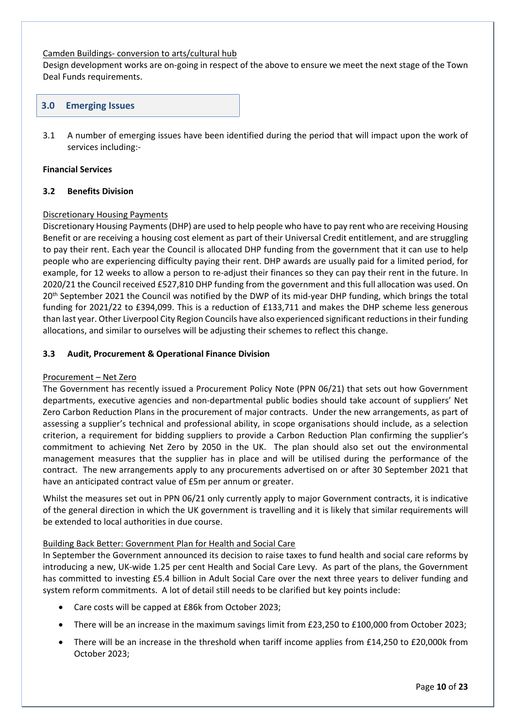Camden Buildings- conversion to arts/cultural hub

Design development works are on-going in respect of the above to ensure we meet the next stage of the Town Deal Funds requirements.

## 3.0 Emerging Issues

3.1 A number of emerging issues have been identified during the period that will impact upon the work of services including:-

**Financial Services**

**3.2 Benefits Division**

Discretionary Housing Payments

Discretionary Housing Payments (DHP) are used to help people who have to pay rent who are receiving Housing Benefit or are receiving a housing cost element as part of their Universal Credit entitlement, and are struggling to pay their rent. Each year the Council is allocated DHP funding from the government that it can use to help people who are experiencing difficulty paying their rent. DHP awards are usually paid for a limited period, for example, for 12 weeks to allow a person to re-adjust their finances so they can pay their rent in the future. In 2020/21 the Council received £527,810 DHP funding from the government and this full allocation was used. On 20th September 2021 the Council was notified by the DWP of its mid-year DHP funding, which brings the total funding for 2021/22 to £394,099. This is a reduction of £133,711 and makes the DHP scheme less generous than last year. Other Liverpool City Region Councils have also experienced significant reductions in their funding allocations, and similar to ourselves will be adjusting their schemes to reflect this change.

**3.3 Audit, Procurement & Operational Finance Division**

Procurement – Net Zero

The Government has recently issued a Procurement Policy Note (PPN 06/21) that sets out how Government departments, executive agencies and non-departmental public bodies should take account of suppliers' Net Zero Carbon Reduction Plans in the procurement of major contracts. Under the new arrangements, as part of assessing a supplier's technical and professional ability, in scope organisations should include, as a selection criterion, a requirement for bidding suppliers to provide a Carbon Reduction Plan confirming the supplier's commitment to achieving Net Zero by 2050 in the UK. The plan should also set out the environmental management measures that the supplier has in place and will be utilised during the performance of the contract. The new arrangements apply to any procurements advertised on or after 30 September 2021 that have an anticipated contract value of £5m per annum or greater.

Whilst the measures set out in PPN 06/21 only currently apply to major Government contracts, it is indicative of the general direction in which the UK government is travelling and it is likely that similar requirements will be extended to local authorities in due course.

Building Back Better: Government Plan for Health and Social Care

In September the Government announced its decision to raise taxes to fund health and social care reforms by introducing a new, UK-wide 1.25 per cent Health and Social Care Levy. As part of the plans, the Government has committed to investing £5.4 billion in Adult Social Care over the next three years to deliver funding and system reform commitments. A lot of detail still needs to be clarified but key points include:

- Care costs will be capped at £86k from October 2023;
- There will be an increase in the maximum savings limit from £23,250 to £100,000 from October 2023;
- There will be an increase in the threshold when tariff income applies from £14,250 to £20,000k from October 2023;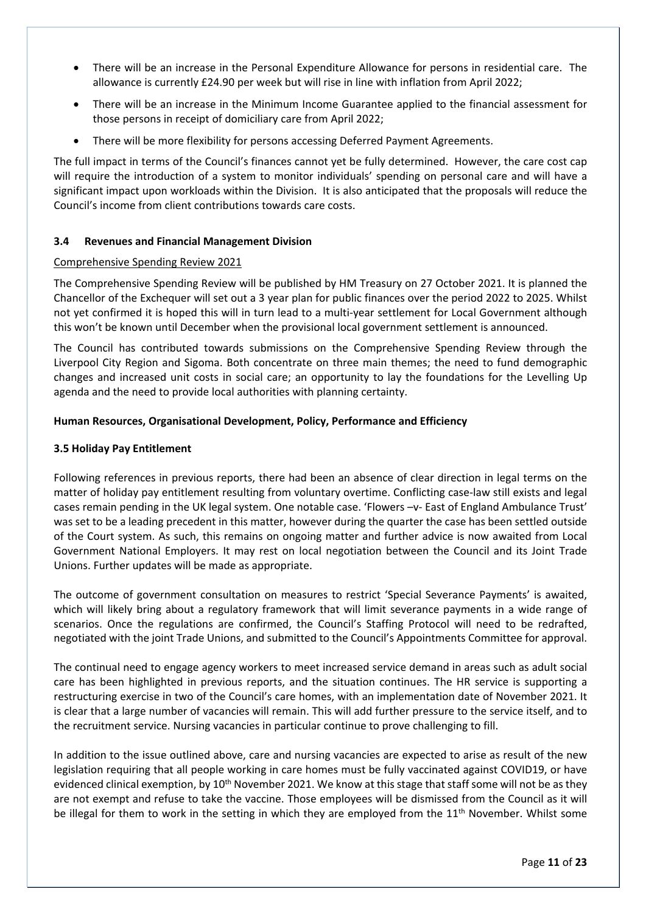- There will be an increase in the Personal Expenditure Allowance for persons in residential care. The allowance is currently £24.90 per week but will rise in line with inflation from April 2022;
- There will be an increase in the Minimum Income Guarantee applied to the financial assessment for those persons in receipt of domiciliary care from April 2022;
- There will be more flexibility for persons accessing Deferred Payment Agreements.

The full impact in terms of the Council's finances cannot yet be fully determined. However, the care cost cap will require the introduction of a system to monitor individuals' spending on personal care and will have a significant impact upon workloads within the Division. It is also anticipated that the proposals will reduce the Council's income from client contributions towards care costs.

### 3.4 Revenues and Financial Management Division

Comprehensive Spending Review 2021

The Comprehensive Spending Review will be published by HM Treasury on 27 October 2021. It is planned the Chancellor of the Exchequer will set out a 3 year plan for public finances over the period 2022 to 2025. Whilst not yet confirmed it is hoped this will in turn lead to a multi-year settlement for Local Government although this won't be known until December when the provisional local government settlement is announced.

The Council has contributed towards submissions on the Comprehensive Spending Review through the Liverpool City Region and Sigoma. Both concentrate on three main themes; the need to fund demographic changes and increased unit costs in social care; an opportunity to lay the foundations for the Levelling Up agenda and the need to provide local authorities with planning certainty.

### Human Resources, Organisational Development, Policy, Performance and Efficiency

### 3.5 Holiday Pay Entitlement

Following references in previous reports, there had been an absence of clear direction in legal terms on the matter of holiday pay entitlement resulting from voluntary overtime. Conflicting case-law still exists and legal cases remain pending in the UK legal system. One notable case. 'Flowers –v- East of England Ambulance Trust' was set to be a leading precedent in this matter, however during the quarter the case has been settled outside of the Court system. As such, this remains on ongoing matter and further advice is now awaited from Local Government National Employers. It may rest on local negotiation between the Council and its Joint Trade Unions. Further updates will be made as appropriate.

The outcome of government consultation on measures to restrict 'Special Severance Payments' is awaited, which will likely bring about a regulatory framework that will limit severance payments in a wide range of scenarios. Once the regulations are confirmed, the Council's Staffing Protocol will need to be redrafted, negotiated with the joint Trade Unions, and submitted to the Council's Appointments Committee for approval.

The continual need to engage agency workers to meet increased service demand in areas such as adult social care has been highlighted in previous reports, and the situation continues. The HR service is supporting a restructuring exercise in two of the Council's care homes, with an implementation date of November 2021. It is clear that a large number of vacancies will remain. This will add further pressure to the service itself, and to the recruitment service. Nursing vacancies in particular continue to prove challenging to fill.

In addition to the issue outlined above, care and nursing vacancies are expected to arise as result of the new legislation requiring that all people working in care homes must be fully vaccinated against COVID19, or have evidenced clinical exemption, by 10th November 2021. We know at this stage that staff some will not be as they are not exempt and refuse to take the vaccine. Those employees will be dismissed from the Council as it will be illegal for them to work in the setting in which they are employed from the 11th November. Whilst some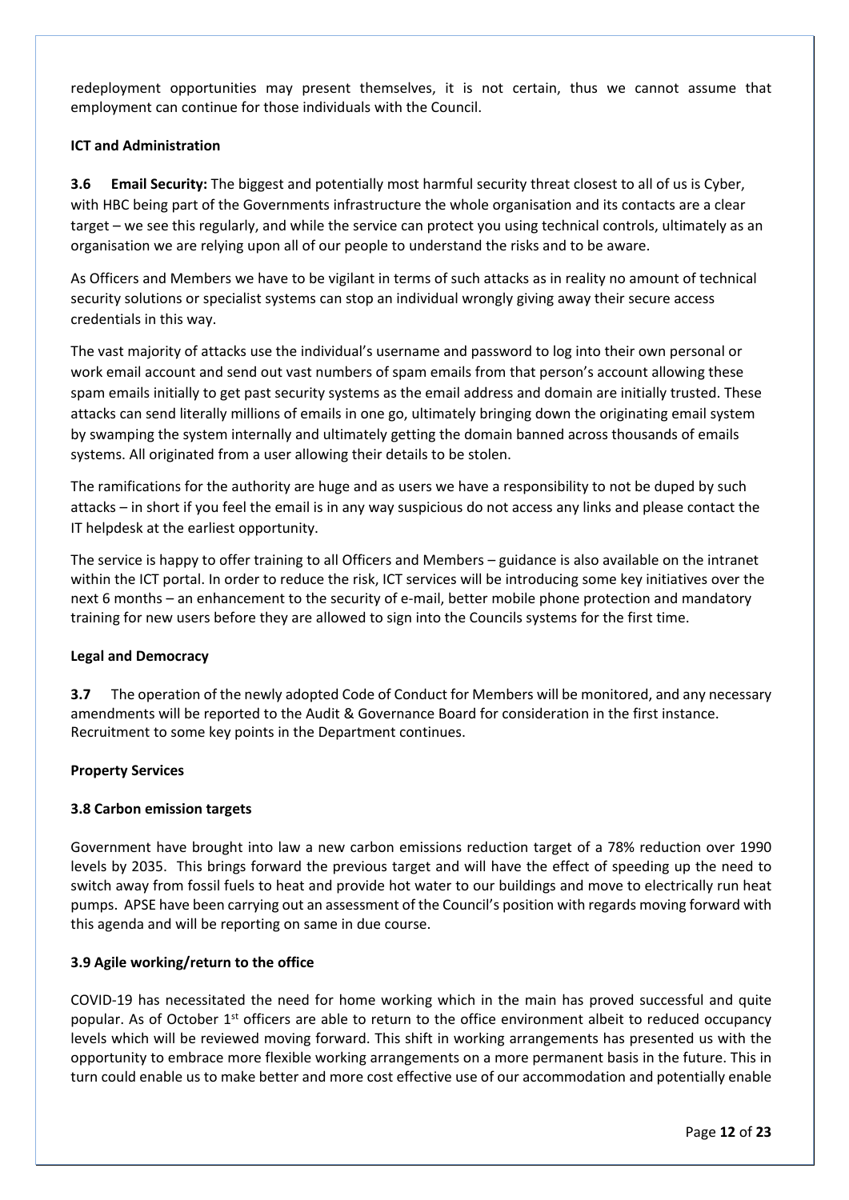redeployment opportunities may present themselves, it is not certain, thus we cannot assume that employment can continue for those individuals with the Council.

**ICT and Administration**

**3.6 Email Security:** The biggest and potentially most harmful security threat closest to all of us is Cyber, with HBC being part of the Governments infrastructure the whole organisation and its contacts are a clear target – we see this regularly, and while the service can protect you using technical controls, ultimately as an organisation we are relying upon all of our people to understand the risks and to be aware.

As Officers and Members we have to be vigilant in terms of such attacks as in reality no amount of technical security solutions or specialist systems can stop an individual wrongly giving away their secure access credentials in this way.

The vast majority of attacks use the individual's username and password to log into their own personal or work email account and send out vast numbers of spam emails from that person's account allowing these spam emails initially to get past security systems as the email address and domain are initially trusted. These attacks can send literally millions of emails in one go, ultimately bringing down the originating email system by swamping the system internally and ultimately getting the domain banned across thousands of emails systems. All originated from a user allowing their details to be stolen.

The ramifications for the authority are huge and as users we have a responsibility to not be duped by such attacks – in short if you feel the email is in any way suspicious do not access any links and please contact the IT helpdesk at the earliest opportunity.

The service is happy to offer training to all Officers and Members – guidance is also available on the intranet within the ICT portal. In order to reduce the risk, ICT services will be introducing some key initiatives over the next 6 months – an enhancement to the security of e-mail, better mobile phone protection and mandatory training for new users before they are allowed to sign into the Councils systems for the first time.

**Legal and Democracy**

**3.7** The operation of the newly adopted Code of Conduct for Members will be monitored, and any necessary amendments will be reported to the Audit & Governance Board for consideration in the first instance. Recruitment to some key points in the Department continues.

**Property Services**

**3.8 Carbon emission targets**

Government have brought into law a new carbon emissions reduction target of a 78% reduction over 1990 levels by 2035. This brings forward the previous target and will have the effect of speeding up the need to switch away from fossil fuels to heat and provide hot water to our buildings and move to electrically run heat pumps. APSE have been carrying out an assessment of the Council's position with regards moving forward with this agenda and will be reporting on same in due course.

**3.9 Agile working/return to the office**

COVID-19 has necessitated the need for home working which in the main has proved successful and quite popular. As of October 1st officers are able to return to the office environment albeit to reduced occupancy levels which will be reviewed moving forward. This shift in working arrangements has presented us with the opportunity to embrace more flexible working arrangements on a more permanent basis in the future. This in turn could enable us to make better and more cost effective use of our accommodation and potentially enable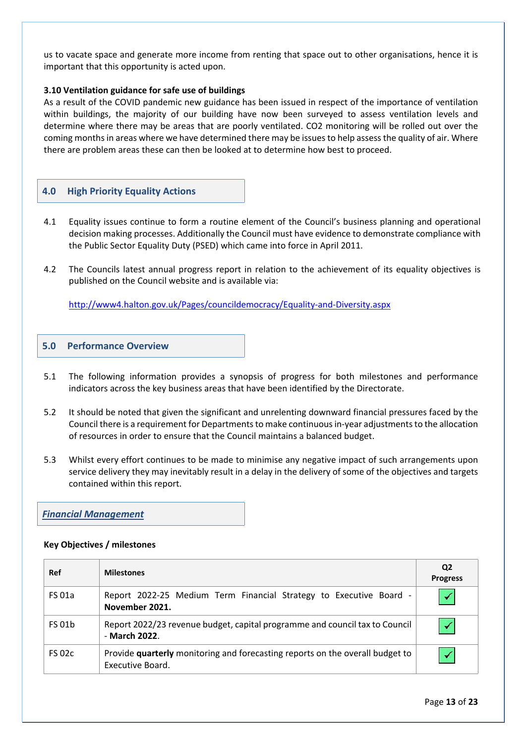us to vacate space and generate more income from renting that space out to other organisations, hence it is important that this opportunity is acted upon.

**3.10 Ventilation guidance for safe use of buildings**

As a result of the COVID pandemic new guidance has been issued in respect of the importance of ventilation within buildings, the majority of our building have now been surveyed to assess ventilation levels and determine where there may be areas that are poorly ventilated. $CO_2$ monitoring will be rolled out over the coming months in areas where we have determined there may be issues to help assess the quality of air. Where there are problem areas these can then be looked at to determine how best to proceed.

## 4.0 High Priority Equality Actions

4.1 Equality issues continue to form a routine element of the Council's business planning and operational decision making processes. Additionally the Council must have evidence to demonstrate compliance with the Public Sector Equality Duty (PSED) which came into force in April 2011.

4.2 The Councils latest annual progress report in relation to the achievement of its equality objectives is published on the Council website and is available via:

http://www4.halton.gov.uk/Pages/councildemocracy/Equality-and-Diversity.aspx

## 5.0 Performance Overview

5.1 The following information provides a synopsis of progress for both milestones and performance indicators across the key business areas that have been identified by the Directorate.

5.2 It should be noted that given the significant and unrelenting downward financial pressures faced by the Council there is a requirement for Departments to make continuous in-year adjustments to the allocation of resources in order to ensure that the Council maintains a balanced budget.

5.3 Whilst every effort continues to be made to minimise any negative impact of such arrangements upon service delivery they may inevitably result in a delay in the delivery of some of the objectives and targets contained within this report.

### *Financial Management*

**Key Objectives / milestones**

| Ref | Milestones | Q2 Progress |
|---|---|---|
| FS 01a | Report 2022-25 Medium Term Financial Strategy to Executive Board - **November 2021.** | ✓ |
| FS 01b | Report 2022/23 revenue budget, capital programme and council tax to Council - **March 2022**. | ✓ |
| FS 02c | Provide **quarterly** monitoring and forecasting reports on the overall budget to Executive Board. | ✓ |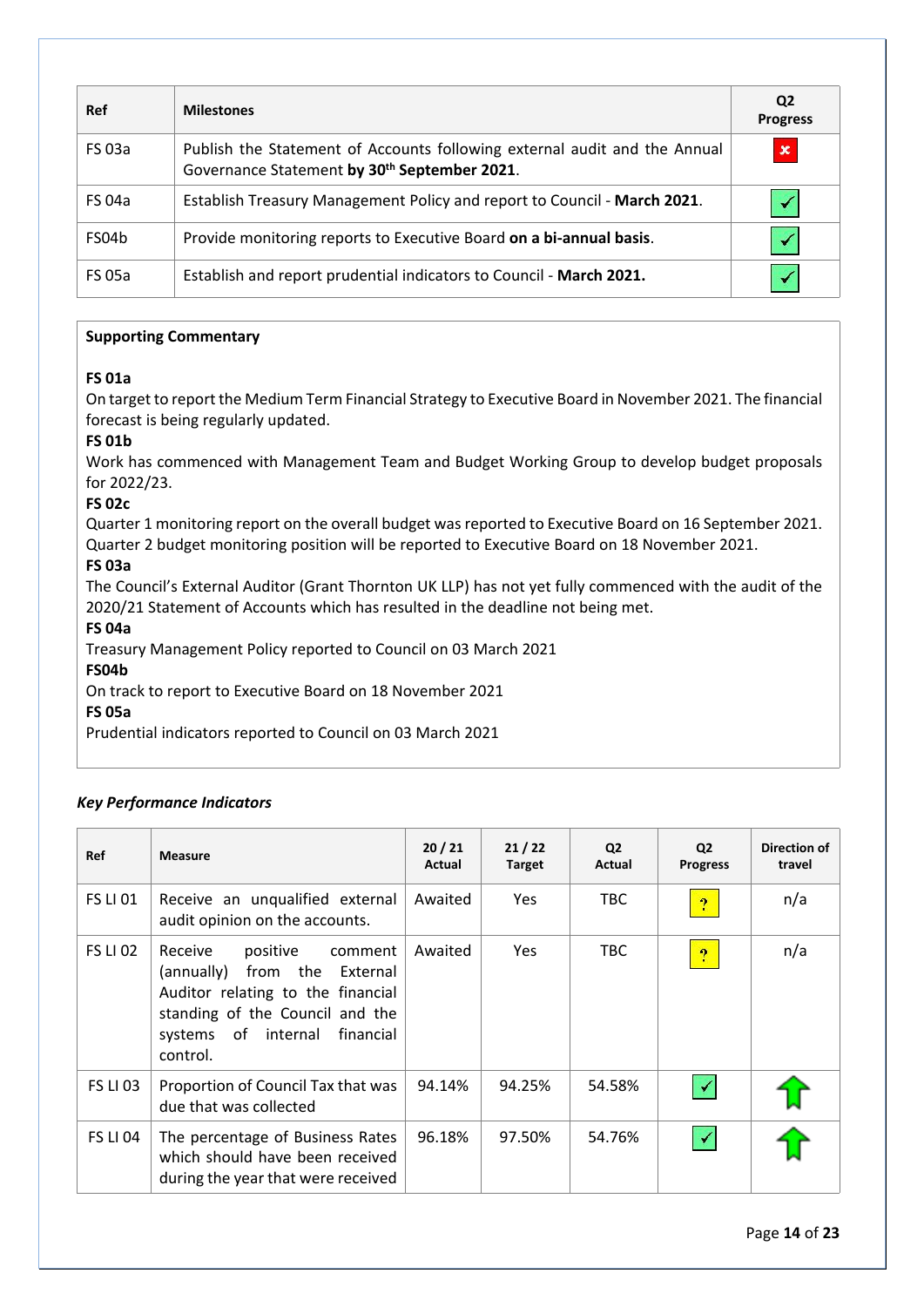| Ref | Milestones | Q2 Progress |
|---|---|---|
| FS 03a | Publish the Statement of Accounts following external audit and the Annual Governance Statement **by 30th September 2021**. | ✗ |
| FS 04a | Establish Treasury Management Policy and report to Council - **March 2021**. | ✓ |
| FS04b | Provide monitoring reports to Executive Board **on a bi-annual basis**. | ✓ |
| FS 05a | Establish and report prudential indicators to Council - **March 2021.** | ✓ |

**Supporting Commentary**

**FS 01a**
On target to report the Medium Term Financial Strategy to Executive Board in November 2021. The financial forecast is being regularly updated.
**FS 01b**
Work has commenced with Management Team and Budget Working Group to develop budget proposals for 2022/23.
**FS 02c**
Quarter 1 monitoring report on the overall budget was reported to Executive Board on 16 September 2021. Quarter 2 budget monitoring position will be reported to Executive Board on 18 November 2021.
**FS 03a**
The Council's External Auditor (Grant Thornton UK LLP) has not yet fully commenced with the audit of the 2020/21 Statement of Accounts which has resulted in the deadline not being met.
**FS 04a**
Treasury Management Policy reported to Council on 03 March 2021
**FS04b**
On track to report to Executive Board on 18 November 2021
**FS 05a**
Prudential indicators reported to Council on 03 March 2021

***Key Performance Indicators***

| Ref | Measure | 20 / 21 Actual | 21 / 22 Target | Q2 Actual | Q2 Progress | Direction of travel |
|---|---|---|---|---|---|---|
| FS LI 01 | Receive an unqualified external audit opinion on the accounts. | Awaited | Yes | TBC | ? | n/a |
| FS LI 02 | Receive positive comment (annually) from the External Auditor relating to the financial standing of the Council and the systems of internal financial control. | Awaited | Yes | TBC | ? | n/a |
| FS LI 03 | Proportion of Council Tax that was due that was collected | 94.14% | 94.25% | 54.58% | ✓ | ↑ |
| FS LI 04 | The percentage of Business Rates which should have been received during the year that were received | 96.18% | 97.50% | 54.76% | ✓ | ↑ |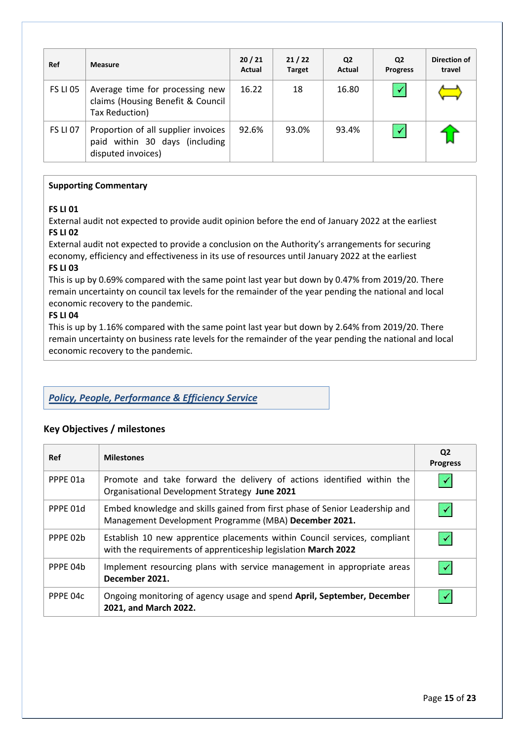| Ref | Measure | 20 / 21 Actual | 21 / 22 Target | Q2 Actual | Q2 Progress | Direction of travel |
|---|---|---|---|---|---|---|
| FS LI 05 | Average time for processing new claims (Housing Benefit & Council Tax Reduction) | 16.22 | 18 | 16.80 | ✓ | ⟺ |
| FS LI 07 | Proportion of all supplier invoices paid within 30 days (including disputed invoices) | 92.6% | 93.0% | 93.4% | ✓ | ↑ |

**Supporting Commentary**

**FS LI 01**
External audit not expected to provide audit opinion before the end of January 2022 at the earliest
**FS LI 02**
External audit not expected to provide a conclusion on the Authority's arrangements for securing economy, efficiency and effectiveness in its use of resources until January 2022 at the earliest
**FS LI 03**
This is up by 0.69% compared with the same point last year but down by 0.47% from 2019/20. There remain uncertainty on council tax levels for the remainder of the year pending the national and local economic recovery to the pandemic.
**FS LI 04**
This is up by 1.16% compared with the same point last year but down by 2.64% from 2019/20. There remain uncertainty on business rate levels for the remainder of the year pending the national and local economic recovery to the pandemic.

## *Policy, People, Performance & Efficiency Service*

### Key Objectives / milestones

| Ref | Milestones | Q2 Progress |
|---|---|---|
| PPPE 01a | Promote and take forward the delivery of actions identified within the Organisational Development Strategy **June 2021** | ✓ |
| PPPE 01d | Embed knowledge and skills gained from first phase of Senior Leadership and Management Development Programme (MBA) **December 2021.** | ✓ |
| PPPE 02b | Establish 10 new apprentice placements within Council services, compliant with the requirements of apprenticeship legislation **March 2022** | ✓ |
| PPPE 04b | Implement resourcing plans with service management in appropriate areas **December 2021.** | ✓ |
| PPPE 04c | Ongoing monitoring of agency usage and spend **April, September, December 2021, and March 2022.** | ✓ |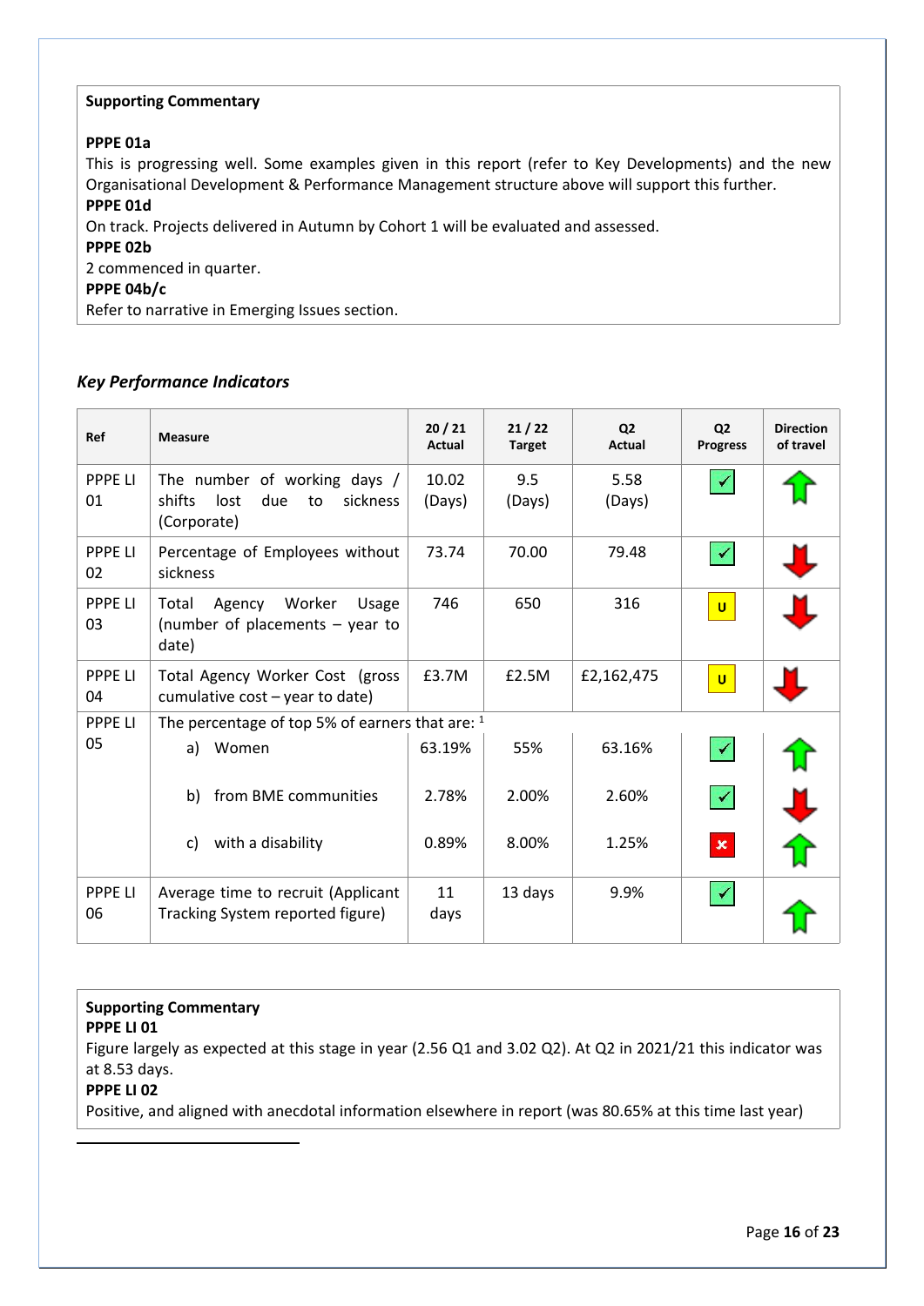**Supporting Commentary**

**PPPE 01a**
This is progressing well. Some examples given in this report (refer to Key Developments) and the new Organisational Development & Performance Management structure above will support this further.
**PPPE 01d**
On track. Projects delivered in Autumn by Cohort 1 will be evaluated and assessed.
**PPPE 02b**
2 commenced in quarter.
**PPPE 04b/c**
Refer to narrative in Emerging Issues section.

### *Key Performance Indicators*

| Ref | Measure | 20 / 21 Actual | 21 / 22 Target | Q2 Actual | Q2 Progress | Direction of travel |
|---|---|---|---|---|---|---|
| PPPE LI 01 | The number of working days / shifts lost due to sickness (Corporate) | 10.02 (Days) | 9.5 (Days) | 5.58 (Days) | ✓ | ↑ |
| PPPE LI 02 | Percentage of Employees without sickness | 73.74 | 70.00 | 79.48 | ✓ | ↓ |
| PPPE LI 03 | Total Agency Worker Usage (number of placements – year to date) | 746 | 650 | 316 | U | ↓ |
| PPPE LI 04 | Total Agency Worker Cost (gross cumulative cost – year to date) | £3.7M | £2.5M | £2,162,475 | U | ↓ |
| PPPE LI 05 | The percentage of top 5% of earners that are: [1] | | | | | |
| | a) Women | 63.19% | 55% | 63.16% | ✓ | ↑ |
| | b) from BME communities | 2.78% | 2.00% | 2.60% | ✓ | ↓ |
| | c) with a disability | 0.89% | 8.00% | 1.25% | ✗ | ↑ |
| PPPE LI 06 | Average time to recruit (Applicant Tracking System reported figure) | 11 days | 13 days | 9.9% | ✓ | ↑ |

**Supporting Commentary**
**PPPE LI 01**
Figure largely as expected at this stage in year (2.56 Q1 and 3.02 Q2). At Q2 in 2021/21 this indicator was at 8.53 days.
**PPPE LI 02**
Positive, and aligned with anecdotal information elsewhere in report (was 80.65% at this time last year)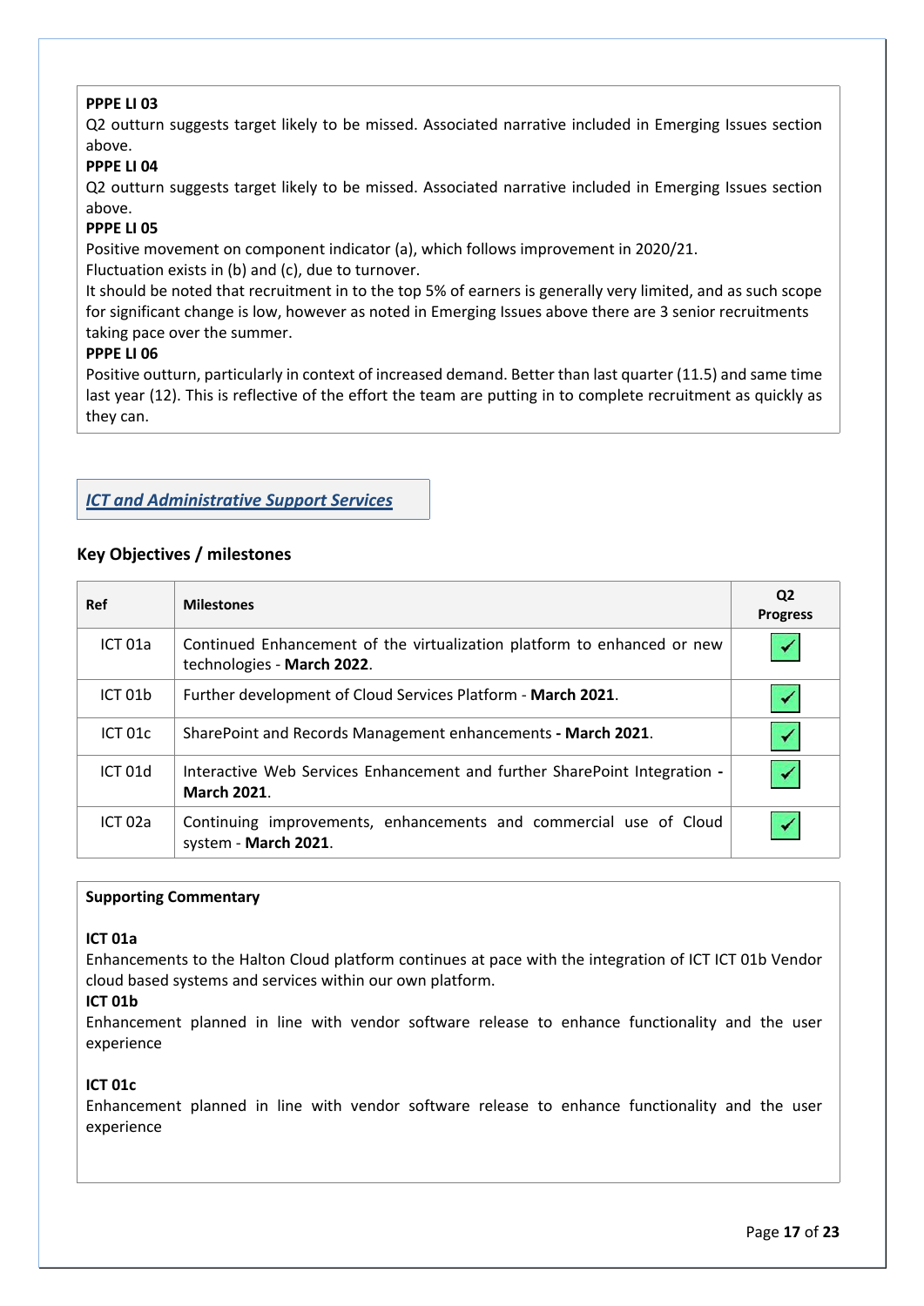**PPPE LI 03**

Q2 outturn suggests target likely to be missed. Associated narrative included in Emerging Issues section above.

**PPPE LI 04**

Q2 outturn suggests target likely to be missed. Associated narrative included in Emerging Issues section above.

**PPPE LI 05**

Positive movement on component indicator (a), which follows improvement in 2020/21.

Fluctuation exists in (b) and (c), due to turnover.

It should be noted that recruitment in to the top 5% of earners is generally very limited, and as such scope for significant change is low, however as noted in Emerging Issues above there are 3 senior recruitments taking pace over the summer.

**PPPE LI 06**

Positive outturn, particularly in context of increased demand. Better than last quarter (11.5) and same time last year (12). This is reflective of the effort the team are putting in to complete recruitment as quickly as they can.

## *ICT and Administrative Support Services*

### Key Objectives / milestones

| Ref | Milestones | Q2 Progress |
|---|---|---|
| ICT 01a | Continued Enhancement of the virtualization platform to enhanced or new technologies - **March 2022**. | ✓ |
| ICT 01b | Further development of Cloud Services Platform - **March 2021**. | ✓ |
| ICT 01c | SharePoint and Records Management enhancements **- March 2021**. | ✓ |
| ICT 01d | Interactive Web Services Enhancement and further SharePoint Integration **- March 2021**. | ✓ |
| ICT 02a | Continuing improvements, enhancements and commercial use of Cloud system - **March 2021**. | ✓ |

**Supporting Commentary**

**ICT 01a**

Enhancements to the Halton Cloud platform continues at pace with the integration of ICT ICT 01b Vendor cloud based systems and services within our own platform.

**ICT 01b**

Enhancement planned in line with vendor software release to enhance functionality and the user experience

**ICT 01c**

Enhancement planned in line with vendor software release to enhance functionality and the user experience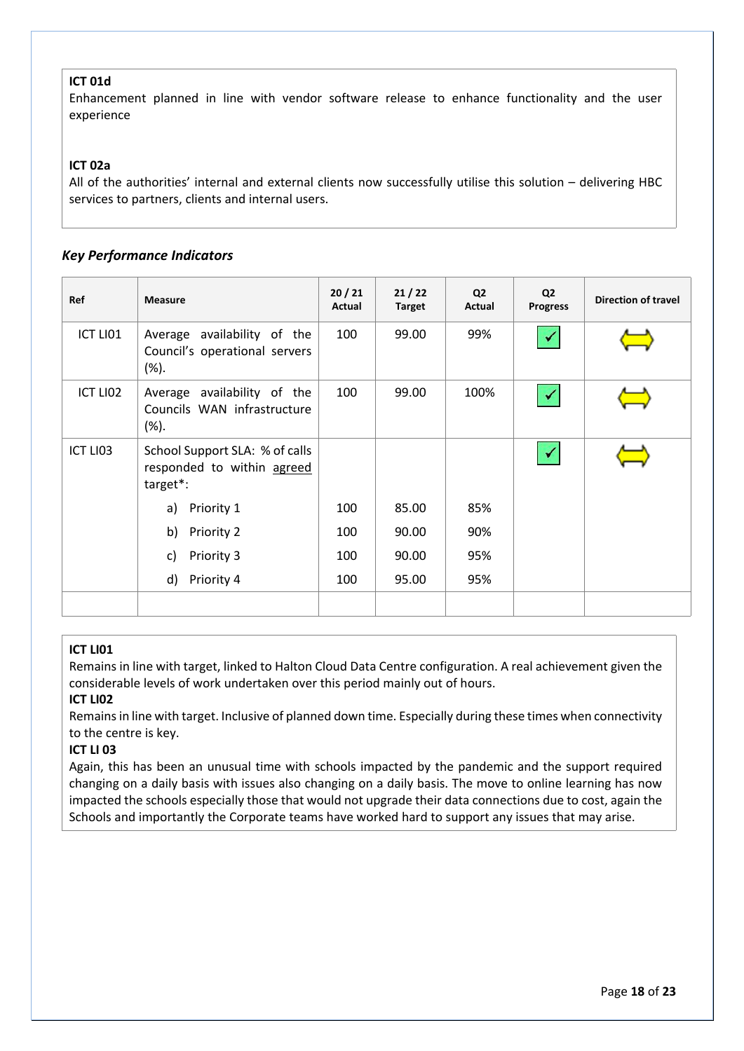**ICT 01d**
Enhancement planned in line with vendor software release to enhance functionality and the user experience

**ICT 02a**
All of the authorities' internal and external clients now successfully utilise this solution – delivering HBC services to partners, clients and internal users.

### *Key Performance Indicators*

| Ref | Measure | 20 / 21 Actual | 21 / 22 Target | Q2 Actual | Q2 Progress | Direction of travel |
|---|---|---|---|---|---|---|
| ICT LI01 | Average availability of the Council's operational servers (%). | 100 | 99.00 | 99% | ✓ | ⟺ |
| ICT LI02 | Average availability of the Councils WAN infrastructure (%). | 100 | 99.00 | 100% | ✓ | ⟺ |
| ICT LI03 | School Support SLA: % of calls responded to within agreed target*: | | | | ✓ | ⟺ |
| | a) Priority 1 | 100 | 85.00 | 85% | | |
| | b) Priority 2 | 100 | 90.00 | 90% | | |
| | c) Priority 3 | 100 | 90.00 | 95% | | |
| | d) Priority 4 | 100 | 95.00 | 95% | | |
| | | | | | | |

**ICT LI01**
Remains in line with target, linked to Halton Cloud Data Centre configuration. A real achievement given the considerable levels of work undertaken over this period mainly out of hours.

**ICT LI02**
Remains in line with target. Inclusive of planned down time. Especially during these times when connectivity to the centre is key.

**ICT LI 03**
Again, this has been an unusual time with schools impacted by the pandemic and the support required changing on a daily basis with issues also changing on a daily basis. The move to online learning has now impacted the schools especially those that would not upgrade their data connections due to cost, again the Schools and importantly the Corporate teams have worked hard to support any issues that may arise.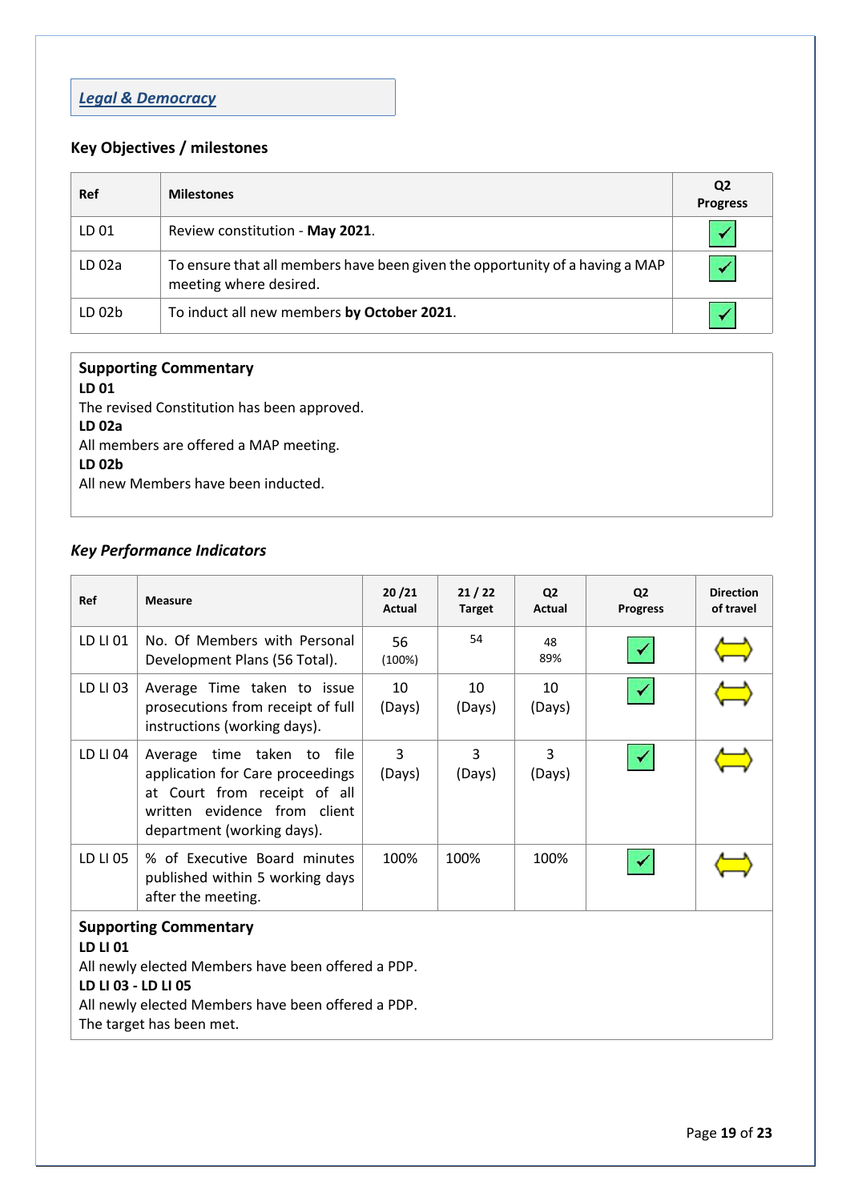## *Legal & Democracy*

### Key Objectives / milestones

| Ref | Milestones | Q2 Progress |
|---|---|---|
| LD 01 | Review constitution - **May 2021**. | ✓ |
| LD 02a | To ensure that all members have been given the opportunity of a having a MAP meeting where desired. | ✓ |
| LD 02b | To induct all new members **by October 2021**. | ✓ |

**Supporting Commentary**
**LD 01**
The revised Constitution has been approved.
**LD 02a**
All members are offered a MAP meeting.
**LD 02b**
All new Members have been inducted.

### *Key Performance Indicators*

| Ref | Measure | 20 /21 Actual | 21 / 22 Target | Q2 Actual | Q2 Progress | Direction of travel |
|---|---|---|---|---|---|---|
| LD LI 01 | No. Of Members with Personal Development Plans (56 Total). | 56 (100%) | 54 | 48 89% | ✓ | ⟺ |
| LD LI 03 | Average Time taken to issue prosecutions from receipt of full instructions (working days). | 10 (Days) | 10 (Days) | 10 (Days) | ✓ | ⟺ |
| LD LI 04 | Average time taken to file application for Care proceedings at Court from receipt of all written evidence from client department (working days). | 3 (Days) | 3 (Days) | 3 (Days) | ✓ | ⟺ |
| LD LI 05 | % of Executive Board minutes published within 5 working days after the meeting. | 100% | 100% | 100% | ✓ | ⟺ |

**Supporting Commentary**
**LD LI 01**
All newly elected Members have been offered a PDP.
**LD LI 03 - LD LI 05**
All newly elected Members have been offered a PDP.
The target has been met.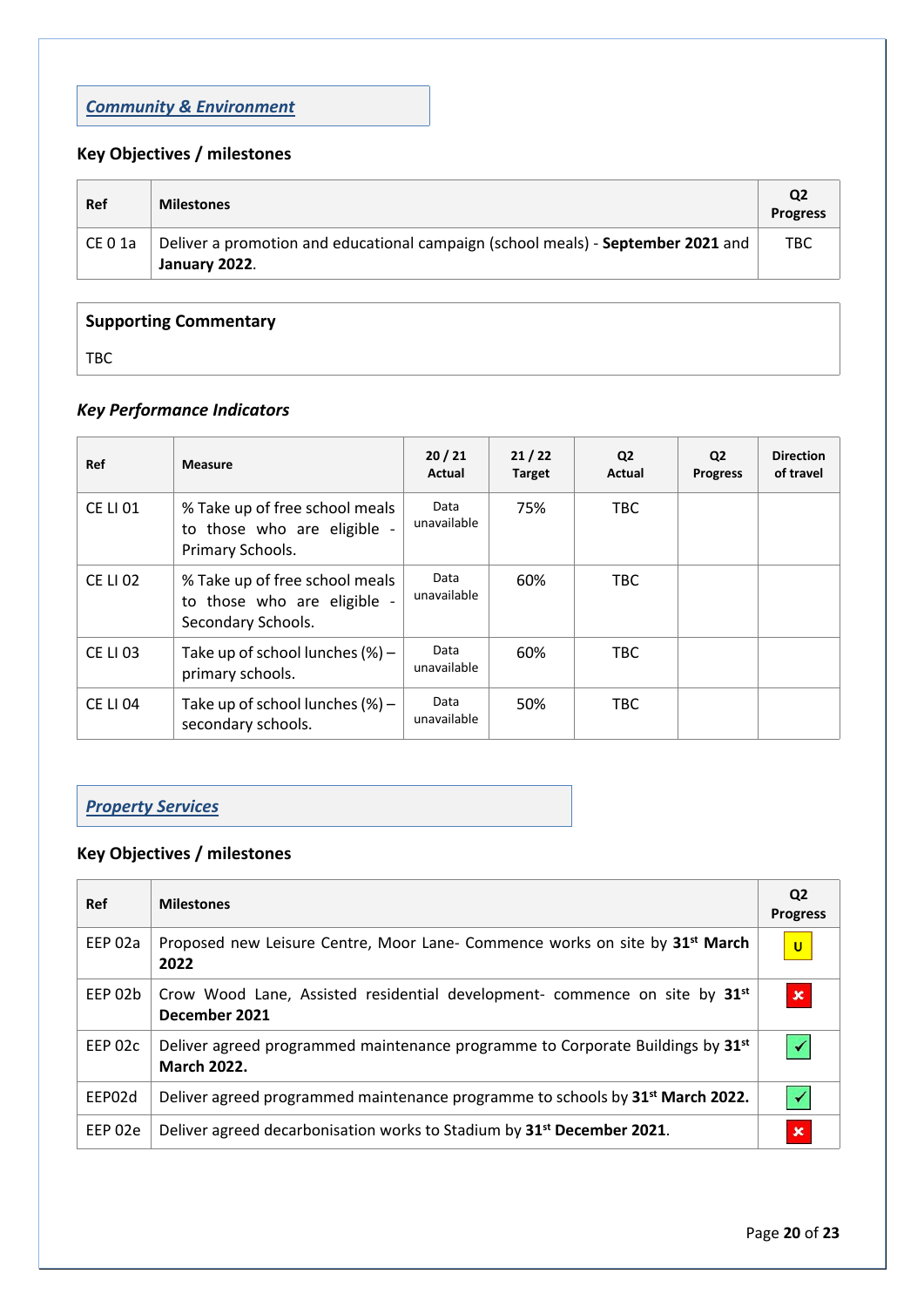## *Community & Environment*

### Key Objectives / milestones

| Ref | Milestones | Q2 Progress |
|---|---|---|
| CE 0 1a | Deliver a promotion and educational campaign (school meals) - **September 2021** and **January 2022**. | TBC |

| Supporting Commentary |
|---|
| TBC |

### *Key Performance Indicators*

| Ref | Measure | 20 / 21 Actual | 21 / 22 Target | Q2 Actual | Q2 Progress | Direction of travel |
|---|---|---|---|---|---|---|
| CE LI 01 | % Take up of free school meals to those who are eligible - Primary Schools. | Data unavailable | 75% | TBC | | |
| CE LI 02 | % Take up of free school meals to those who are eligible - Secondary Schools. | Data unavailable | 60% | TBC | | |
| CE LI 03 | Take up of school lunches (%) – primary schools. | Data unavailable | 60% | TBC | | |
| CE LI 04 | Take up of school lunches (%) – secondary schools. | Data unavailable | 50% | TBC | | |

## *Property Services*

### Key Objectives / milestones

| Ref | Milestones | Q2 Progress |
|---|---|---|
| EEP 02a | Proposed new Leisure Centre, Moor Lane- Commence works on site by **31st March 2022** | U |
| EEP 02b | Crow Wood Lane, Assisted residential development- commence on site by **31st December 2021** | ✗ |
| EEP 02c | Deliver agreed programmed maintenance programme to Corporate Buildings by **31st March 2022.** | ✓ |
| EEP02d | Deliver agreed programmed maintenance programme to schools by **31st March 2022.** | ✓ |
| EEP 02e | Deliver agreed decarbonisation works to Stadium by **31st December 2021**. | ✗ |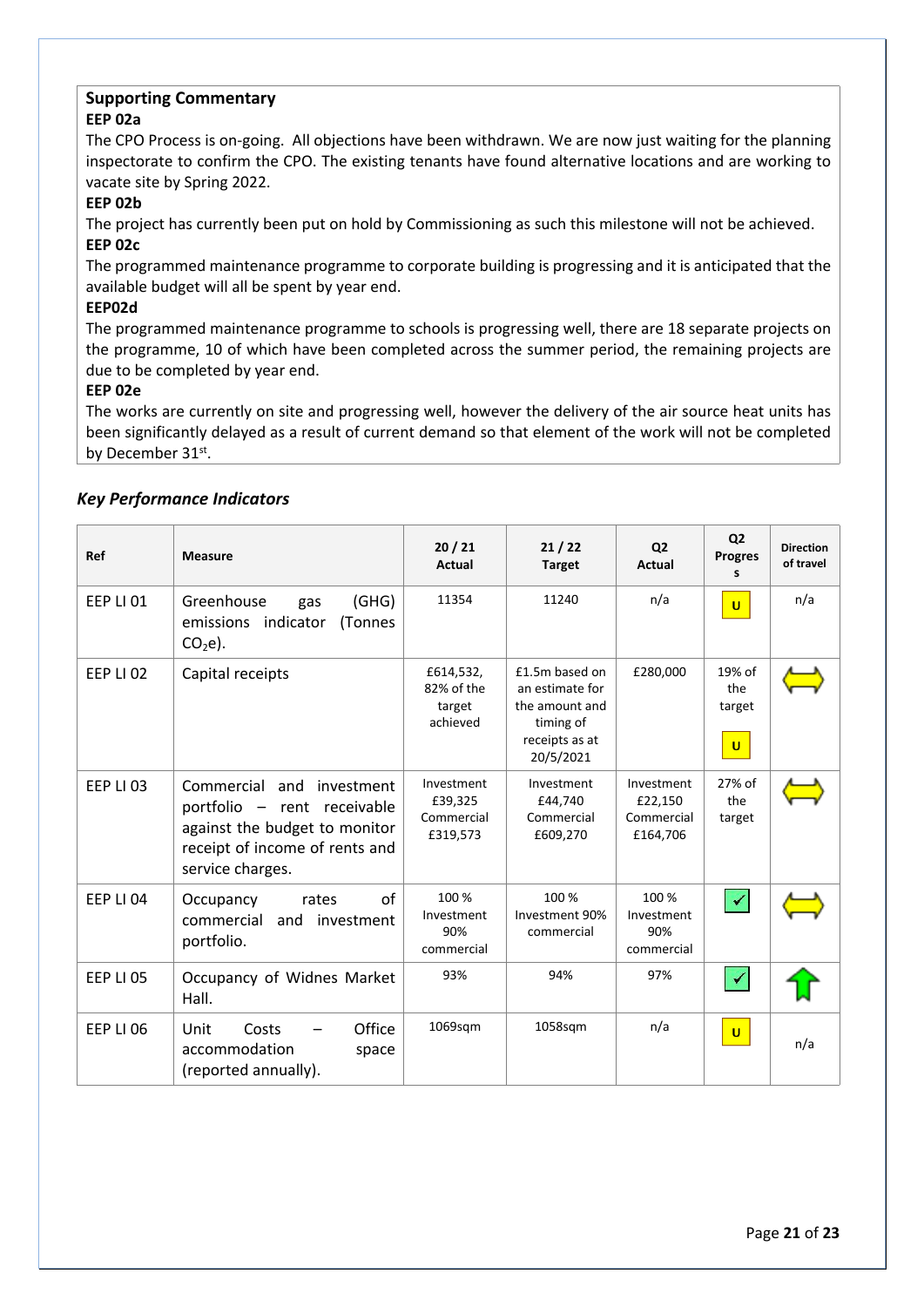**Supporting Commentary**

**EEP 02a**

The CPO Process is on-going. All objections have been withdrawn. We are now just waiting for the planning inspectorate to confirm the CPO. The existing tenants have found alternative locations and are working to vacate site by Spring 2022.

**EEP 02b**

The project has currently been put on hold by Commissioning as such this milestone will not be achieved.

**EEP 02c**

The programmed maintenance programme to corporate building is progressing and it is anticipated that the available budget will all be spent by year end.

**EEP02d**

The programmed maintenance programme to schools is progressing well, there are 18 separate projects on the programme, 10 of which have been completed across the summer period, the remaining projects are due to be completed by year end.

**EEP 02e**

The works are currently on site and progressing well, however the delivery of the air source heat units has been significantly delayed as a result of current demand so that element of the work will not be completed by December 31st.

### *Key Performance Indicators*

| Ref | Measure | 20 / 21 Actual | 21 / 22 Target | Q2 Actual | Q2 Progress | Direction of travel |
|---|---|---|---|---|---|---|
| EEP LI 01 | Greenhouse gas (GHG) emissions indicator (Tonnes $CO_2e$). | 11354 | 11240 | n/a | U | n/a |
| EEP LI 02 | Capital receipts | £614,532, 82% of the target achieved | £1.5m based on an estimate for the amount and timing of receipts as at 20/5/2021 | £280,000 | 19% of the target U | ⇔ |
| EEP LI 03 | Commercial and investment portfolio – rent receivable against the budget to monitor receipt of income of rents and service charges. | Investment £39,325 Commercial £319,573 | Investment £44,740 Commercial £609,270 | Investment £22,150 Commercial £164,706 | 27% of the target | ⇔ |
| EEP LI 04 | Occupancy rates of commercial and investment portfolio. | 100 % Investment 90% commercial | 100 % Investment 90% commercial | 100 % Investment 90% commercial | ✓ | ⇔ |
| EEP LI 05 | Occupancy of Widnes Market Hall. | 93% | 94% | 97% | ✓ | ⇧ |
| EEP LI 06 | Unit Costs – Office accommodation space (reported annually). | 1069sqm | 1058sqm | n/a | U | n/a |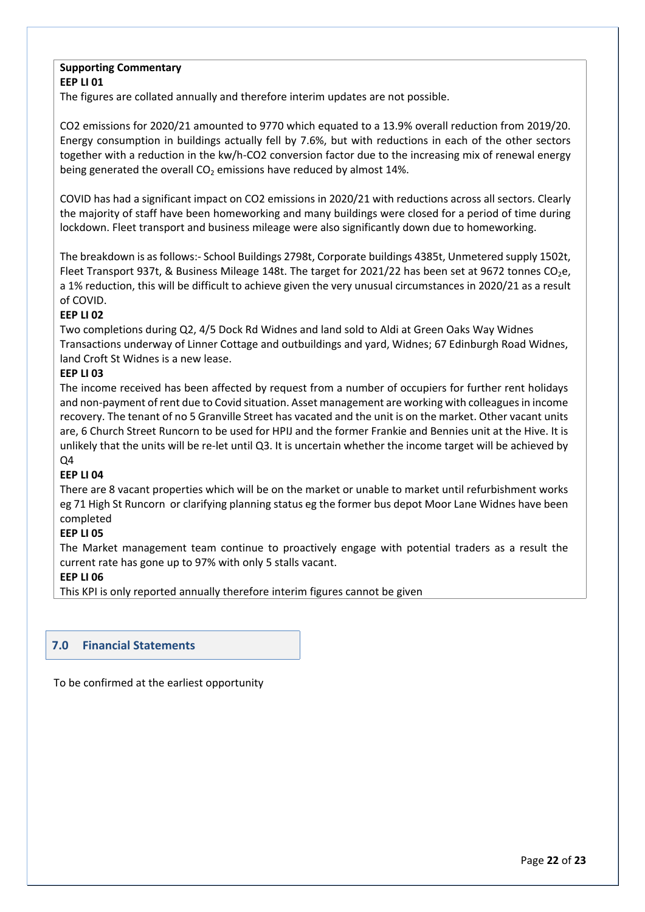**Supporting Commentary**

**EEP LI 01**

The figures are collated annually and therefore interim updates are not possible.

CO2 emissions for 2020/21 amounted to 9770 which equated to a 13.9% overall reduction from 2019/20. Energy consumption in buildings actually fell by 7.6%, but with reductions in each of the other sectors together with a reduction in the kw/h-CO2 conversion factor due to the increasing mix of renewal energy being generated the overall $CO_2$ emissions have reduced by almost 14%.

COVID has had a significant impact on CO2 emissions in 2020/21 with reductions across all sectors. Clearly the majority of staff have been homeworking and many buildings were closed for a period of time during lockdown. Fleet transport and business mileage were also significantly down due to homeworking.

The breakdown is as follows:- School Buildings 2798t, Corporate buildings 4385t, Unmetered supply 1502t, Fleet Transport 937t, & Business Mileage 148t. The target for 2021/22 has been set at 9672 tonnes $CO_2e$, a 1% reduction, this will be difficult to achieve given the very unusual circumstances in 2020/21 as a result of COVID.

**EEP LI 02**

Two completions during Q2, 4/5 Dock Rd Widnes and land sold to Aldi at Green Oaks Way Widnes
Transactions underway of Linner Cottage and outbuildings and yard, Widnes; 67 Edinburgh Road Widnes, land Croft St Widnes is a new lease.

**EEP LI 03**

The income received has been affected by request from a number of occupiers for further rent holidays and non-payment of rent due to Covid situation. Asset management are working with colleagues in income recovery. The tenant of no 5 Granville Street has vacated and the unit is on the market. Other vacant units are, 6 Church Street Runcorn to be used for HPIJ and the former Frankie and Bennies unit at the Hive. It is unlikely that the units will be re-let until Q3. It is uncertain whether the income target will be achieved by Q4

**EEP LI 04**

There are 8 vacant properties which will be on the market or unable to market until refurbishment works eg 71 High St Runcorn or clarifying planning status eg the former bus depot Moor Lane Widnes have been completed

**EEP LI 05**

The Market management team continue to proactively engage with potential traders as a result the current rate has gone up to 97% with only 5 stalls vacant.

**EEP LI 06**

This KPI is only reported annually therefore interim figures cannot be given

## 7.0 Financial Statements

To be confirmed at the earliest opportunity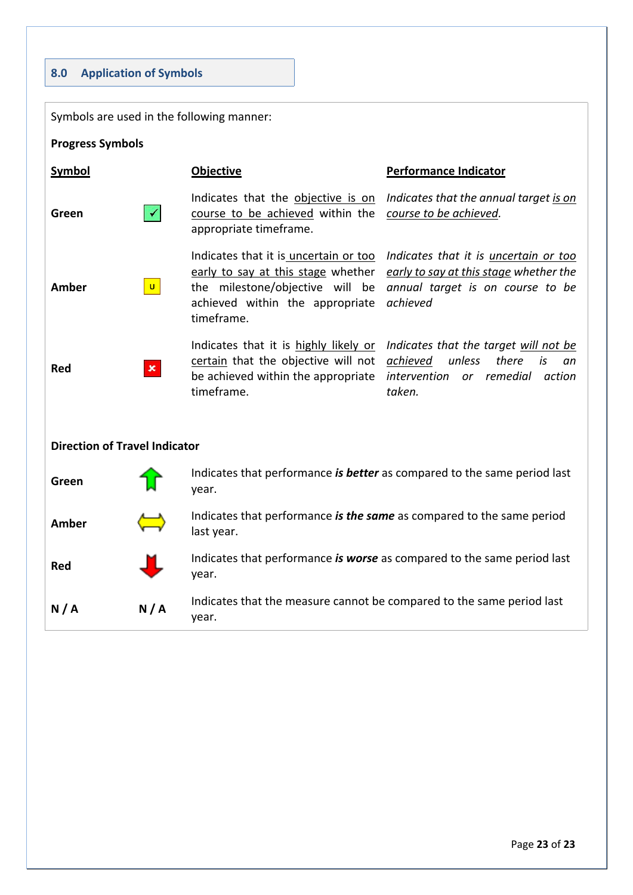## 8.0 Application of Symbols

Symbols are used in the following manner:

**Progress Symbols**

| Symbol | | Objective | Performance Indicator |
|---|---|---|---|
| **Green** | ✓ | Indicates that the objective is on course to be achieved within the appropriate timeframe. | *Indicates that the annual target is on course to be achieved.* |
| **Amber** | u | Indicates that it is uncertain or too early to say at this stage whether the milestone/objective will be achieved within the appropriate timeframe. | *Indicates that it is uncertain or too early to say at this stage whether the annual target is on course to be achieved* |
| **Red** | ✗ | Indicates that it is highly likely or certain that the objective will not be achieved within the appropriate timeframe. | *Indicates that the target will not be achieved unless there is an intervention or remedial action taken.* |

**Direction of Travel Indicator**

| | | |
|---|---|---|
| **Green** | ↑ | Indicates that performance ***is better*** as compared to the same period last year. |
| **Amber** | ⇔ | Indicates that performance ***is the same*** as compared to the same period last year. |
| **Red** | ↓ | Indicates that performance ***is worse*** as compared to the same period last year. |
| **N / A** | **N / A** | Indicates that the measure cannot be compared to the same period last year. |